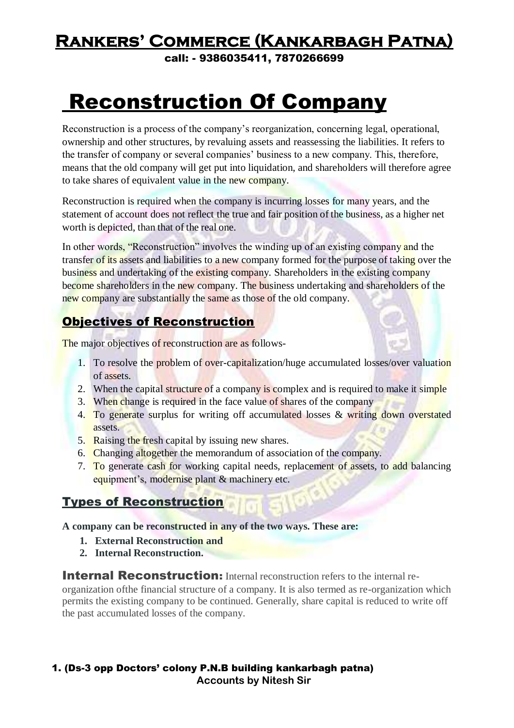# Reconstruction Of Company

Reconstruction is a process of the company's reorganization, concerning legal, operational, ownership and other structures, by revaluing assets and reassessing the liabilities. It refers to the transfer of company or several companies' business to a new company. This, therefore, means that the old company will get put into liquidation, and shareholders will therefore agree to take shares of equivalent value in the new company.

Reconstruction is required when the company is incurring losses for many years, and the statement of account does not reflect the true and fair position of the business, as a higher net worth is depicted, than that of the real one.

In other words, "Reconstruction" involves the winding up of an existing company and the transfer of its assets and liabilities to a new company formed for the purpose of taking over the business and undertaking of the existing company. Shareholders in the existing company become shareholders in the new company. The business undertaking and shareholders of the new company are substantially the same as those of the old company.

## Objectives of Reconstruction

The major objectives of reconstruction are as follows-

1. To resolve the problem of over-capitalization/huge accumulated losses/over valuation of assets.
2. When the capital structure of a company is complex and is required to make it simple
3. When change is required in the face value of shares of the company
4. To generate surplus for writing off accumulated losses & writing down overstated assets.
5. Raising the fresh capital by issuing new shares.
6. Changing altogether the memorandum of association of the company.
7. To generate cash for working capital needs, replacement of assets, to add balancing equipment's, modernise plant & machinery etc.

## Types of Reconstruction

**A company can be reconstructed in any of the two ways. These are:**

1. **External Reconstruction and**
2. **Internal Reconstruction.**

**Internal Reconstruction:** Internal reconstruction refers to the internal re-organization ofthe financial structure of a company. It is also termed as re-organization which permits the existing company to be continued. Generally, share capital is reduced to write off the past accumulated losses of the company.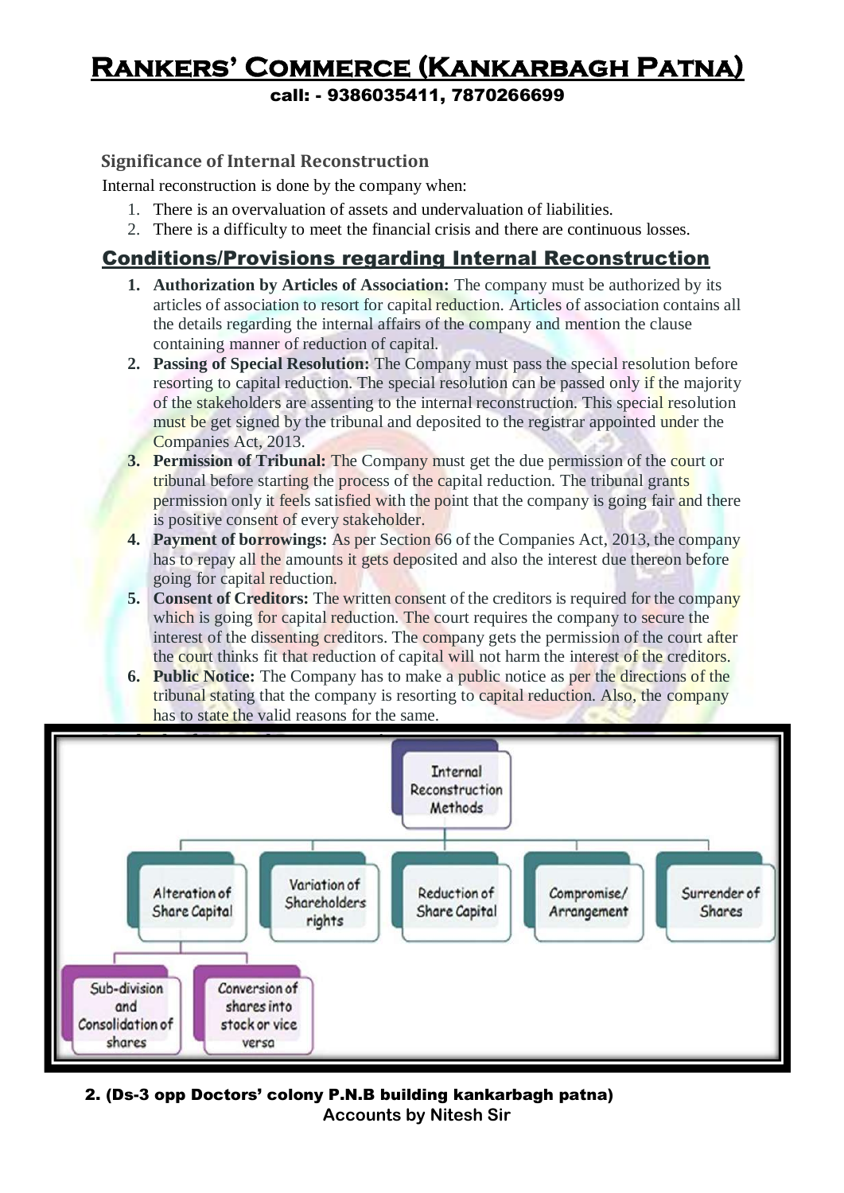### Significance of Internal Reconstruction

Internal reconstruction is done by the company when:

1. There is an overvaluation of assets and undervaluation of liabilities.
2. There is a difficulty to meet the financial crisis and there are continuous losses.

## Conditions/Provisions regarding Internal Reconstruction

1. **Authorization by Articles of Association:** The company must be authorized by its articles of association to resort for capital reduction. Articles of association contains all the details regarding the internal affairs of the company and mention the clause containing manner of reduction of capital.
2. **Passing of Special Resolution:** The Company must pass the special resolution before resorting to capital reduction. The special resolution can be passed only if the majority of the stakeholders are assenting to the internal reconstruction. This special resolution must be get signed by the tribunal and deposited to the registrar appointed under the Companies Act, 2013.
3. **Permission of Tribunal:** The Company must get the due permission of the court or tribunal before starting the process of the capital reduction. The tribunal grants permission only it feels satisfied with the point that the company is going fair and there is positive consent of every stakeholder.
4. **Payment of borrowings:** As per Section 66 of the Companies Act, 2013, the company has to repay all the amounts it gets deposited and also the interest due thereon before going for capital reduction.
5. **Consent of Creditors:** The written consent of the creditors is required for the company which is going for capital reduction. The court requires the company to secure the interest of the dissenting creditors. The company gets the permission of the court after the court thinks fit that reduction of capital will not harm the interest of the creditors.
6. **Public Notice:** The Company has to make a public notice as per the directions of the tribunal stating that the company is resorting to capital reduction. Also, the company has to state the valid reasons for the same.

**Internal Reconstruction Methods**

- Alteration of Share Capital
  - Sub-division and Consolidation of shares
  - Conversion of shares into stock or vice versa
- Variation of Shareholders rights
- Reduction of Share Capital
- Compromise/ Arrangement
- Surrender of Shares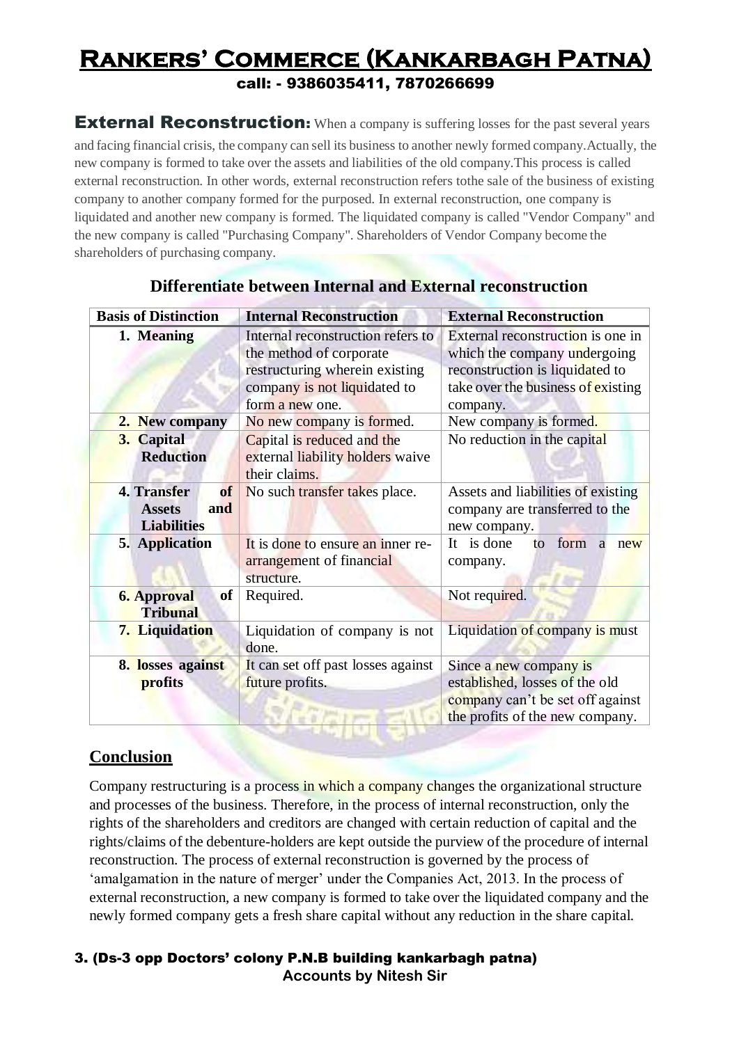**External Reconstruction:** When a company is suffering losses for the past several years and facing financial crisis, the company can sell its business to another newly formed company.Actually, the new company is formed to take over the assets and liabilities of the old company.This process is called external reconstruction. In other words, external reconstruction refers tothe sale of the business of existing company to another company formed for the purposed. In external reconstruction, one company is liquidated and another new company is formed. The liquidated company is called "Vendor Company" and the new company is called "Purchasing Company". Shareholders of Vendor Company become the shareholders of purchasing company.

## Differentiate between Internal and External reconstruction

| Basis of Distinction | Internal Reconstruction | External Reconstruction |
|---|---|---|
| 1. Meaning | Internal reconstruction refers to the method of corporate restructuring wherein existing company is not liquidated to form a new one. | External reconstruction is one in which the company undergoing reconstruction is liquidated to take over the business of existing company. |
| 2. New company | No new company is formed. | New company is formed. |
| 3. Capital Reduction | Capital is reduced and the external liability holders waive their claims. | No reduction in the capital |
| 4. Transfer of Assets and Liabilities | No such transfer takes place. | Assets and liabilities of existing company are transferred to the new company. |
| 5. Application | It is done to ensure an inner re-arrangement of financial structure. | It is done to form a new company. |
| 6. Approval of Tribunal | Required. | Not required. |
| 7. Liquidation | Liquidation of company is not done. | Liquidation of company is must |
| 8. losses against profits | It can set off past losses against future profits. | Since a new company is established, losses of the old company can't be set off against the profits of the new company. |

## Conclusion

Company restructuring is a process in which a company changes the organizational structure and processes of the business. Therefore, in the process of internal reconstruction, only the rights of the shareholders and creditors are changed with certain reduction of capital and the rights/claims of the debenture-holders are kept outside the purview of the procedure of internal reconstruction. The process of external reconstruction is governed by the process of 'amalgamation in the nature of merger' under the Companies Act, 2013. In the process of external reconstruction, a new company is formed to take over the liquidated company and the newly formed company gets a fresh share capital without any reduction in the share capital.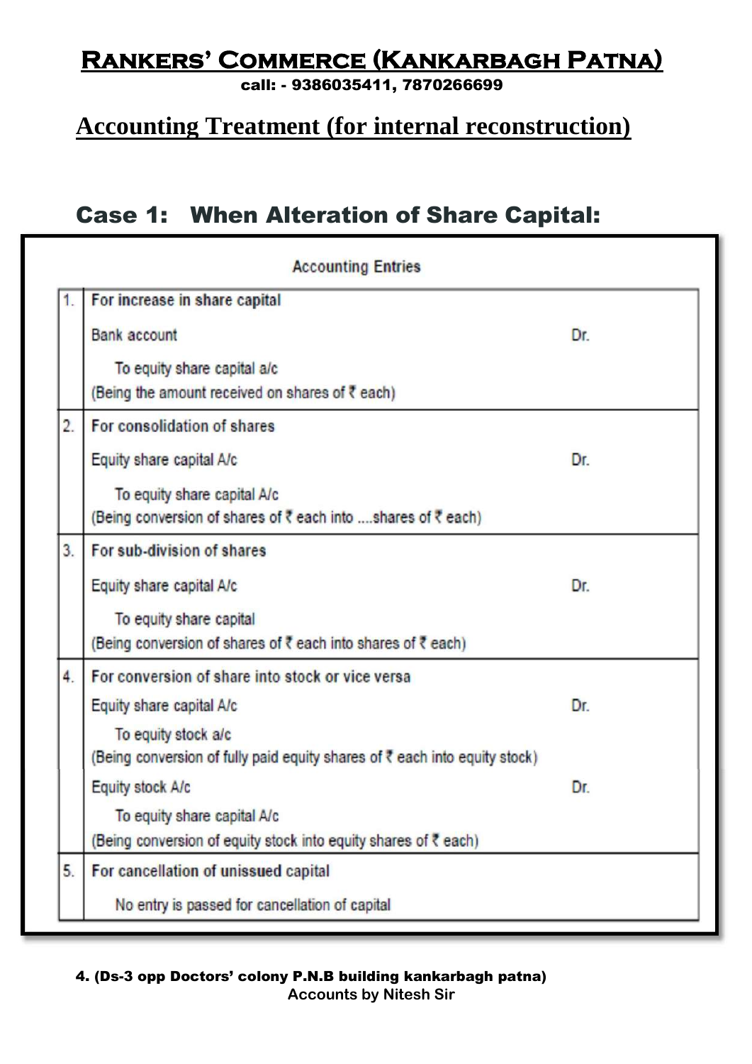## Accounting Treatment (for internal reconstruction)

### Case 1: When Alteration of Share Capital:

| | Accounting Entries | |
|---|---|---|
| 1. | **For increase in share capital** | |
| | Bank account | Dr. |
| | To equity share capital a/c | |
| | (Being the amount received on shares of ₹ each) | |
| 2. | **For consolidation of shares** | |
| | Equity share capital A/c | Dr. |
| | To equity share capital A/c | |
| | (Being conversion of shares of ₹ each into ....shares of ₹ each) | |
| 3. | **For sub-division of shares** | |
| | Equity share capital A/c | Dr. |
| | To equity share capital | |
| | (Being conversion of shares of ₹ each into shares of ₹ each) | |
| 4. | **For conversion of share into stock or vice versa** | |
| | Equity share capital A/c | Dr. |
| | To equity stock a/c | |
| | (Being conversion of fully paid equity shares of ₹ each into equity stock) | |
| | Equity stock A/c | Dr. |
| | To equity share capital A/c | |
| | (Being conversion of equity stock into equity shares of ₹ each) | |
| 5. | **For cancellation of unissued capital** | |
| | No entry is passed for cancellation of capital | |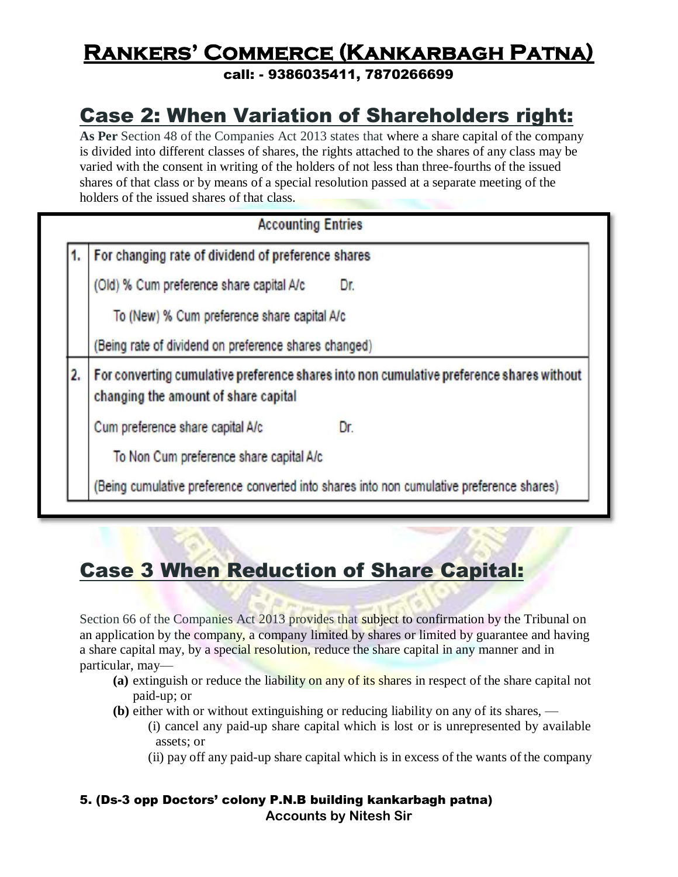## Case 2: When Variation of Shareholders right:

**As Per** Section 48 of the Companies Act 2013 states that where a share capital of the company is divided into different classes of shares, the rights attached to the shares of any class may be varied with the consent in writing of the holders of not less than three-fourths of the issued shares of that class or by means of a special resolution passed at a separate meeting of the holders of the issued shares of that class.

| | Accounting Entries |
|---|---|
| 1. | For changing rate of dividend of preference shares<br>(Old) % Cum preference share capital A/c Dr.<br>To (New) % Cum preference share capital A/c<br>(Being rate of dividend on preference shares changed) |
| 2. | For converting cumulative preference shares into non cumulative preference shares without changing the amount of share capital<br>Cum preference share capital A/c Dr.<br>To Non Cum preference share capital A/c<br>(Being cumulative preference converted into shares into non cumulative preference shares) |

## Case 3 When Reduction of Share Capital:

Section 66 of the Companies Act 2013 provides that subject to confirmation by the Tribunal on an application by the company, a company limited by shares or limited by guarantee and having a share capital may, by a special resolution, reduce the share capital in any manner and in particular, may—

- **(a)** extinguish or reduce the liability on any of its shares in respect of the share capital not paid-up; or
- **(b)** either with or without extinguishing or reducing liability on any of its shares, —
  - (i) cancel any paid-up share capital which is lost or is unrepresented by available assets; or
  - (ii) pay off any paid-up share capital which is in excess of the wants of the company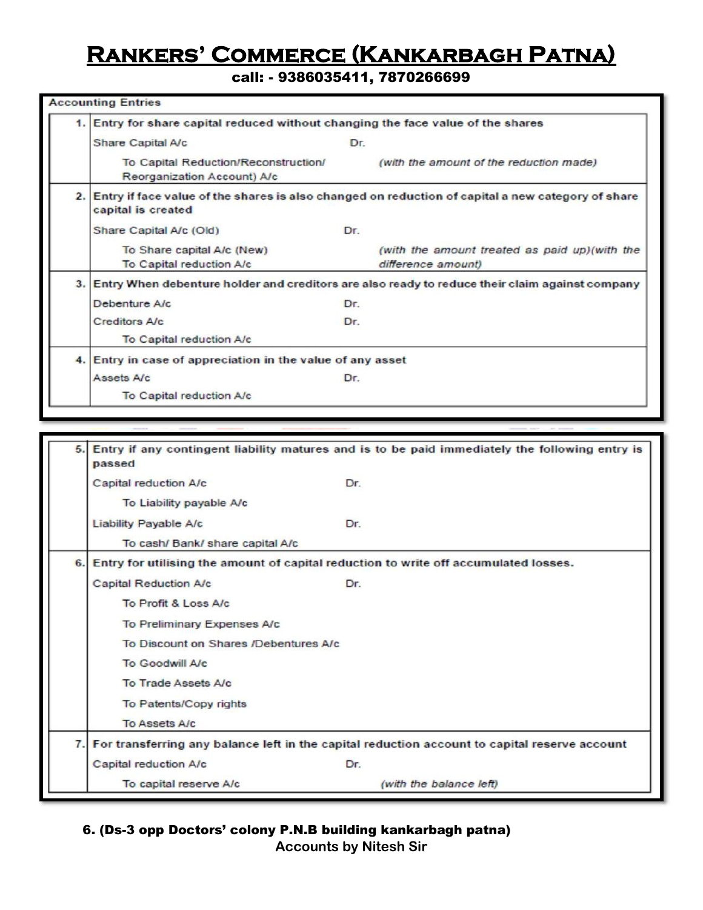## Accounting Entries

| | |
|---|---|
| **1.** | **Entry for share capital reduced without changing the face value of the shares** |
| | Share Capital A/c ... Dr. |
| | To Capital Reduction/Reconstruction/ Reorganization Account) A/c *(with the amount of the reduction made)* |
| **2.** | **Entry if face value of the shares is also changed on reduction of capital a new category of share capital is created** |
| | Share Capital A/c (Old) ... Dr. |
| | To Share capital A/c (New) *(with the amount treated as paid up)* |
| | To Capital reduction A/c *(with the difference amount)* |
| **3.** | **Entry When debenture holder and creditors are also ready to reduce their claim against company** |
| | Debenture A/c ... Dr. |
| | Creditors A/c ... Dr. |
| | To Capital reduction A/c |
| **4.** | **Entry in case of appreciation in the value of any asset** |
| | Assets A/c ... Dr. |
| | To Capital reduction A/c |
| **5.** | **Entry if any contingent liability matures and is to be paid immediately the following entry is passed** |
| | Capital reduction A/c ... Dr. |
| | To Liability payable A/c |
| | Liability Payable A/c ... Dr. |
| | To cash/ Bank/ share capital A/c |
| **6.** | **Entry for utilising the amount of capital reduction to write off accumulated losses.** |
| | Capital Reduction A/c ... Dr. |
| | To Profit & Loss A/c |
| | To Preliminary Expenses A/c |
| | To Discount on Shares /Debentures A/c |
| | To Goodwill A/c |
| | To Trade Assets A/c |
| | To Patents/Copy rights |
| | To Assets A/c |
| **7.** | **For transferring any balance left in the capital reduction account to capital reserve account** |
| | Capital reduction A/c ... Dr. |
| | To capital reserve A/c *(with the balance left)* |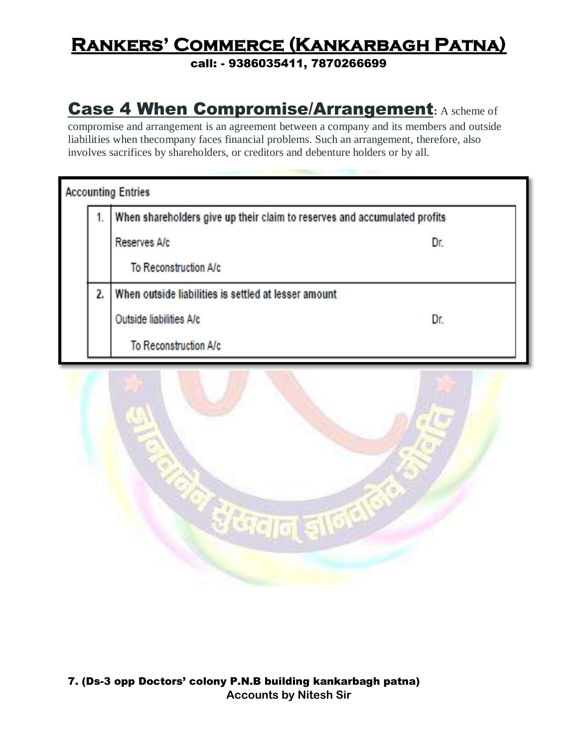## Case 4 When Compromise/Arrangement:

A scheme of compromise and arrangement is an agreement between a company and its members and outside liabilities when thecompany faces financial problems. Such an arrangement, therefore, also involves sacrifices by shareholders, or creditors and debenture holders or by all.

**Accounting Entries**

| | | |
|---|---|---|
| 1. | When shareholders give up their claim to reserves and accumulated profits | |
| | Reserves A/c | Dr. |
| | To Reconstruction A/c | |
| 2. | When outside liabilities is settled at lesser amount | |
| | Outside liabilities A/c | Dr. |
| | To Reconstruction A/c | |